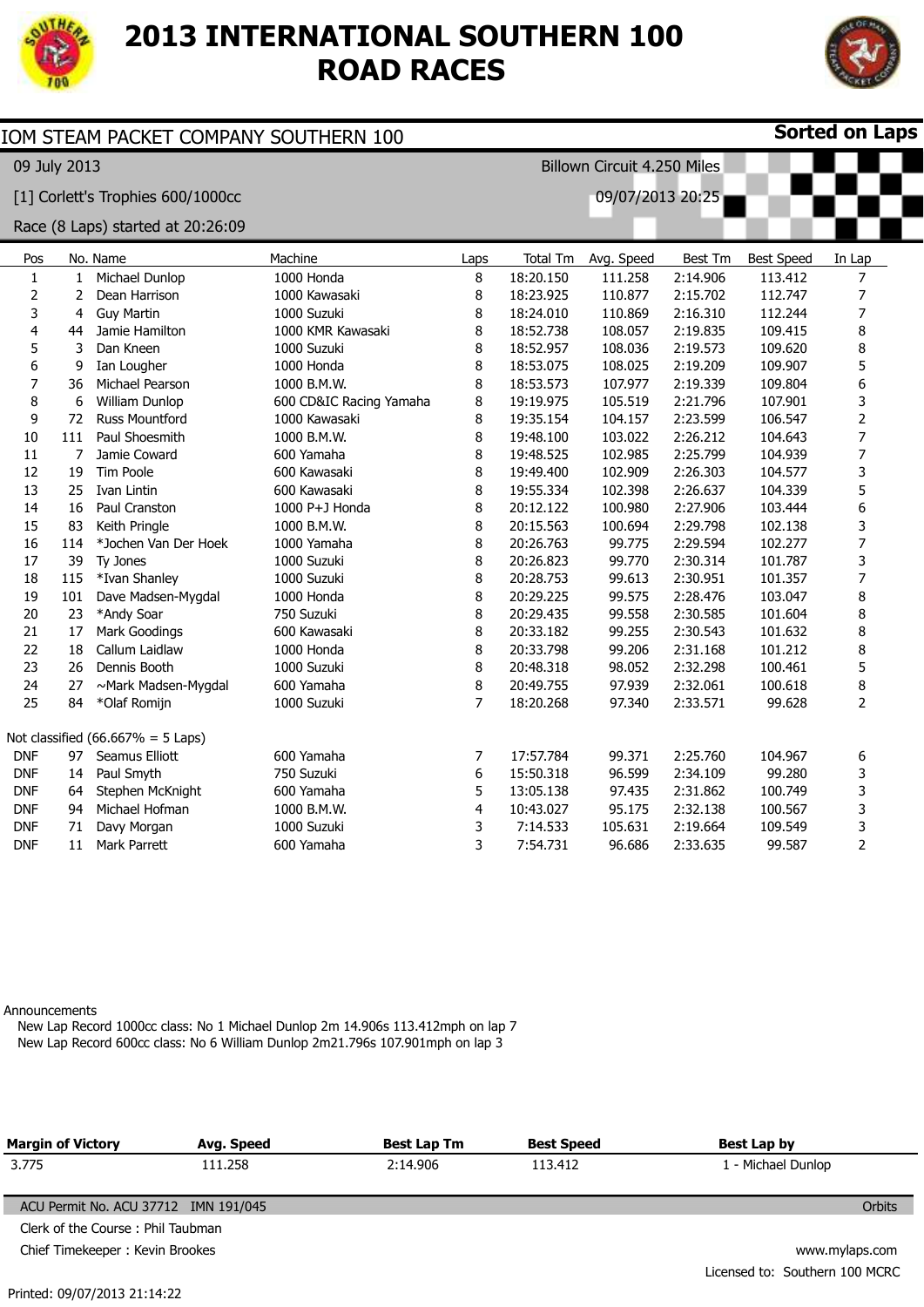# 2013 INTERNATIONAL SOUTHERN 100 ROAD RACES

## IOM STEAM PACKET COMPANY SOUTHERN 100

**Sorted on Laps**

09 July 2013

Billown Circuit 4.250 Miles

[1] Corlett's Trophies 600/1000cc

09/07/2013 20:25

Race (8 Laps) started at 20:26:09

| Pos | No. | Name | Machine | Laps | Total Tm | Avg. Speed | Best Tm | Best Speed | In Lap |
|---|---|---|---|---|---|---|---|---|---|
| 1 | 1 | Michael Dunlop | 1000 Honda | 8 | 18:20.150 | 111.258 | 2:14.906 | 113.412 | 7 |
| 2 | 2 | Dean Harrison | 1000 Kawasaki | 8 | 18:23.925 | 110.877 | 2:15.702 | 112.747 | 7 |
| 3 | 4 | Guy Martin | 1000 Suzuki | 8 | 18:24.010 | 110.869 | 2:16.310 | 112.244 | 7 |
| 4 | 44 | Jamie Hamilton | 1000 KMR Kawasaki | 8 | 18:52.738 | 108.057 | 2:19.835 | 109.415 | 8 |
| 5 | 3 | Dan Kneen | 1000 Suzuki | 8 | 18:52.957 | 108.036 | 2:19.573 | 109.620 | 8 |
| 6 | 9 | Ian Lougher | 1000 Honda | 8 | 18:53.075 | 108.025 | 2:19.209 | 109.907 | 5 |
| 7 | 36 | Michael Pearson | 1000 B.M.W. | 8 | 18:53.573 | 107.977 | 2:19.339 | 109.804 | 6 |
| 8 | 6 | William Dunlop | 600 CD&IC Racing Yamaha | 8 | 19:19.975 | 105.519 | 2:21.796 | 107.901 | 3 |
| 9 | 72 | Russ Mountford | 1000 Kawasaki | 8 | 19:35.154 | 104.157 | 2:23.599 | 106.547 | 2 |
| 10 | 111 | Paul Shoesmith | 1000 B.M.W. | 8 | 19:48.100 | 103.022 | 2:26.212 | 104.643 | 7 |
| 11 | 7 | Jamie Coward | 600 Yamaha | 8 | 19:48.525 | 102.985 | 2:25.799 | 104.939 | 7 |
| 12 | 19 | Tim Poole | 600 Kawasaki | 8 | 19:49.400 | 102.909 | 2:26.303 | 104.577 | 3 |
| 13 | 25 | Ivan Lintin | 600 Kawasaki | 8 | 19:55.334 | 102.398 | 2:26.637 | 104.339 | 5 |
| 14 | 16 | Paul Cranston | 1000 P+J Honda | 8 | 20:12.122 | 100.980 | 2:27.906 | 103.444 | 6 |
| 15 | 83 | Keith Pringle | 1000 B.M.W. | 8 | 20:15.563 | 100.694 | 2:29.798 | 102.138 | 3 |
| 16 | 114 | *Jochen Van Der Hoek | 1000 Yamaha | 8 | 20:26.763 | 99.775 | 2:29.594 | 102.277 | 7 |
| 17 | 39 | Ty Jones | 1000 Suzuki | 8 | 20:26.823 | 99.770 | 2:30.314 | 101.787 | 3 |
| 18 | 115 | *Ivan Shanley | 1000 Suzuki | 8 | 20:28.753 | 99.613 | 2:30.951 | 101.357 | 7 |
| 19 | 101 | Dave Madsen-Mygdal | 1000 Honda | 8 | 20:29.225 | 99.575 | 2:28.476 | 103.047 | 8 |
| 20 | 23 | *Andy Soar | 750 Suzuki | 8 | 20:29.435 | 99.558 | 2:30.585 | 101.604 | 8 |
| 21 | 17 | Mark Goodings | 600 Kawasaki | 8 | 20:33.182 | 99.255 | 2:30.543 | 101.632 | 8 |
| 22 | 18 | Callum Laidlaw | 1000 Honda | 8 | 20:33.798 | 99.206 | 2:31.168 | 101.212 | 8 |
| 23 | 26 | Dennis Booth | 1000 Suzuki | 8 | 20:48.318 | 98.052 | 2:32.298 | 100.461 | 5 |
| 24 | 27 | ~Mark Madsen-Mygdal | 600 Yamaha | 8 | 20:49.755 | 97.939 | 2:32.061 | 100.618 | 8 |
| 25 | 84 | *Olaf Romijn | 1000 Suzuki | 7 | 18:20.268 | 97.340 | 2:33.571 | 99.628 | 2 |

Not classified (66.667% = 5 Laps)

| Pos | No. | Name | Machine | Laps | Total Tm | Avg. Speed | Best Tm | Best Speed | In Lap |
|---|---|---|---|---|---|---|---|---|---|
| DNF | 97 | Seamus Elliott | 600 Yamaha | 7 | 17:57.784 | 99.371 | 2:25.760 | 104.967 | 6 |
| DNF | 14 | Paul Smyth | 750 Suzuki | 6 | 15:50.318 | 96.599 | 2:34.109 | 99.280 | 3 |
| DNF | 64 | Stephen McKnight | 600 Yamaha | 5 | 13:05.138 | 97.435 | 2:31.862 | 100.749 | 3 |
| DNF | 94 | Michael Hofman | 1000 B.M.W. | 4 | 10:43.027 | 95.175 | 2:32.138 | 100.567 | 3 |
| DNF | 71 | Davy Morgan | 1000 Suzuki | 3 | 7:14.533 | 105.631 | 2:19.664 | 109.549 | 3 |
| DNF | 11 | Mark Parrett | 600 Yamaha | 3 | 7:54.731 | 96.686 | 2:33.635 | 99.587 | 2 |

Announcements

New Lap Record 1000cc class: No 1 Michael Dunlop 2m 14.906s 113.412mph on lap 7

New Lap Record 600cc class: No 6 William Dunlop 2m21.796s 107.901mph on lap 3

| Margin of Victory | Avg. Speed | Best Lap Tm | Best Speed | Best Lap by |
|---|---|---|---|---|
| 3.775 | 111.258 | 2:14.906 | 113.412 | 1 - Michael Dunlop |

ACU Permit No. ACU 37712 IMN 191/045

Orbits

Clerk of the Course : Phil Taubman

Chief Timekeeper : Kevin Brookes

www.mylaps.com

Licensed to: Southern 100 MCRC

Printed: 09/07/2013 21:14:22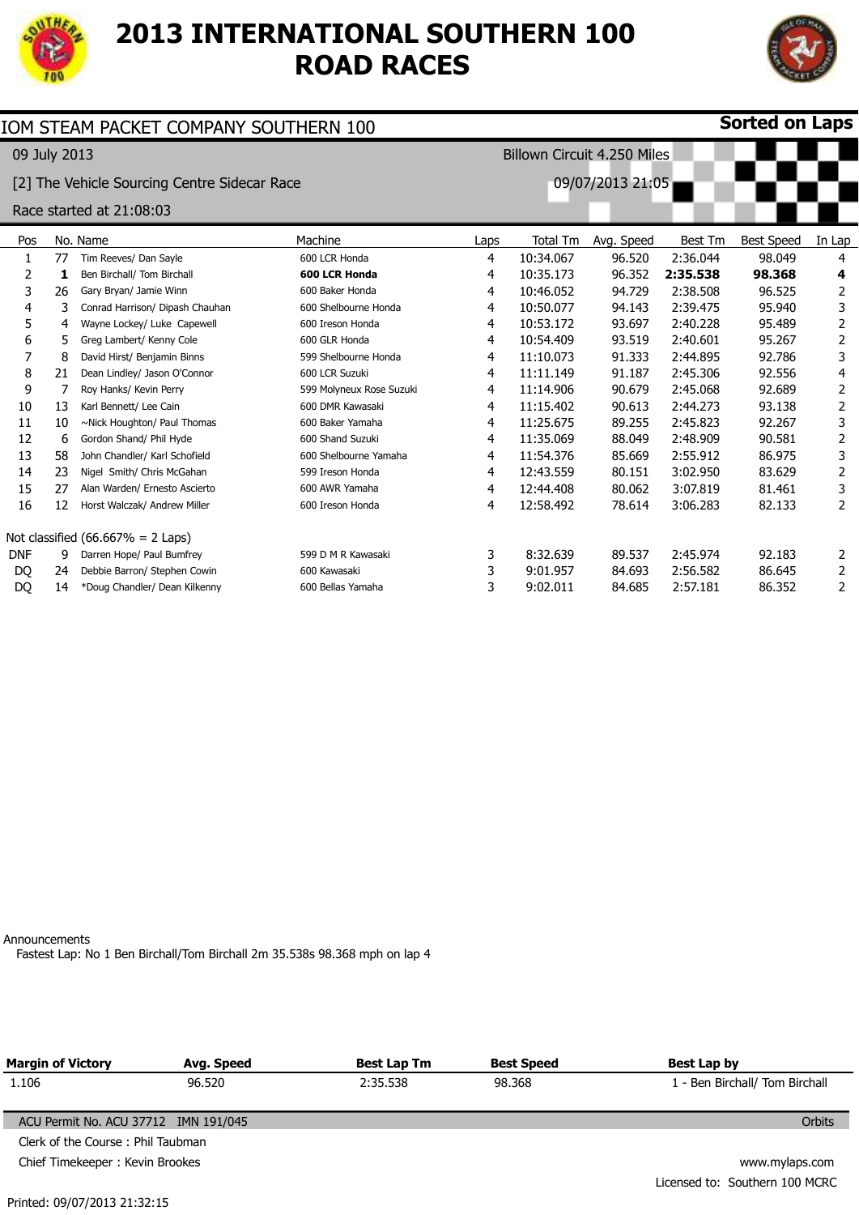# 2013 INTERNATIONAL SOUTHERN 100 ROAD RACES

## IOM STEAM PACKET COMPANY SOUTHERN 100

**Sorted on Laps**

09 July 2013

Billown Circuit 4.250 Miles

[2] The Vehicle Sourcing Centre Sidecar Race

09/07/2013 21:05

Race started at 21:08:03

| Pos | No. | Name | Machine | Laps | Total Tm | Avg. Speed | Best Tm | Best Speed | In Lap |
|---|---|---|---|---|---|---|---|---|---|
| 1 | 77 | Tim Reeves/ Dan Sayle | 600 LCR Honda | 4 | 10:34.067 | 96.520 | 2:36.044 | 98.049 | 4 |
| 2 | **1** | Ben Birchall/ Tom Birchall | **600 LCR Honda** | 4 | 10:35.173 | 96.352 | **2:35.538** | **98.368** | **4** |
| 3 | 26 | Gary Bryan/ Jamie Winn | 600 Baker Honda | 4 | 10:46.052 | 94.729 | 2:38.508 | 96.525 | 2 |
| 4 | 3 | Conrad Harrison/ Dipash Chauhan | 600 Shelbourne Honda | 4 | 10:50.077 | 94.143 | 2:39.475 | 95.940 | 3 |
| 5 | 4 | Wayne Lockey/ Luke Capewell | 600 Ireson Honda | 4 | 10:53.172 | 93.697 | 2:40.228 | 95.489 | 2 |
| 6 | 5 | Greg Lambert/ Kenny Cole | 600 GLR Honda | 4 | 10:54.409 | 93.519 | 2:40.601 | 95.267 | 2 |
| 7 | 8 | David Hirst/ Benjamin Binns | 599 Shelbourne Honda | 4 | 11:10.073 | 91.333 | 2:44.895 | 92.786 | 3 |
| 8 | 21 | Dean Lindley/ Jason O'Connor | 600 LCR Suzuki | 4 | 11:11.149 | 91.187 | 2:45.306 | 92.556 | 4 |
| 9 | 7 | Roy Hanks/ Kevin Perry | 599 Molyneux Rose Suzuki | 4 | 11:14.906 | 90.679 | 2:45.068 | 92.689 | 2 |
| 10 | 13 | Karl Bennett/ Lee Cain | 600 DMR Kawasaki | 4 | 11:15.402 | 90.613 | 2:44.273 | 93.138 | 2 |
| 11 | 10 | ~Nick Houghton/ Paul Thomas | 600 Baker Yamaha | 4 | 11:25.675 | 89.255 | 2:45.823 | 92.267 | 3 |
| 12 | 6 | Gordon Shand/ Phil Hyde | 600 Shand Suzuki | 4 | 11:35.069 | 88.049 | 2:48.909 | 90.581 | 2 |
| 13 | 58 | John Chandler/ Karl Schofield | 600 Shelbourne Yamaha | 4 | 11:54.376 | 85.669 | 2:55.912 | 86.975 | 3 |
| 14 | 23 | Nigel Smith/ Chris McGahan | 599 Ireson Honda | 4 | 12:43.559 | 80.151 | 3:02.950 | 83.629 | 2 |
| 15 | 27 | Alan Warden/ Ernesto Ascierto | 600 AWR Yamaha | 4 | 12:44.408 | 80.062 | 3:07.819 | 81.461 | 3 |
| 16 | 12 | Horst Walczak/ Andrew Miller | 600 Ireson Honda | 4 | 12:58.492 | 78.614 | 3:06.283 | 82.133 | 2 |
| Not classified (66.667% = 2 Laps) | | | | | | | | | |
| DNF | 9 | Darren Hope/ Paul Bumfrey | 599 D M R Kawasaki | 3 | 8:32.639 | 89.537 | 2:45.974 | 92.183 | 2 |
| DQ | 24 | Debbie Barron/ Stephen Cowin | 600 Kawasaki | 3 | 9:01.957 | 84.693 | 2:56.582 | 86.645 | 2 |
| DQ | 14 | *Doug Chandler/ Dean Kilkenny | 600 Bellas Yamaha | 3 | 9:02.011 | 84.685 | 2:57.181 | 86.352 | 2 |

Announcements

Fastest Lap: No 1 Ben Birchall/Tom Birchall 2m 35.538s 98.368 mph on lap 4

| Margin of Victory | Avg. Speed | Best Lap Tm | Best Speed | Best Lap by |
|---|---|---|---|---|
| 1.106 | 96.520 | 2:35.538 | 98.368 | 1 - Ben Birchall/ Tom Birchall |

ACU Permit No. ACU 37712 IMN 191/045

Orbits

Clerk of the Course : Phil Taubman

Chief Timekeeper : Kevin Brookes

www.mylaps.com

Licensed to: Southern 100 MCRC

Printed: 09/07/2013 21:32:15